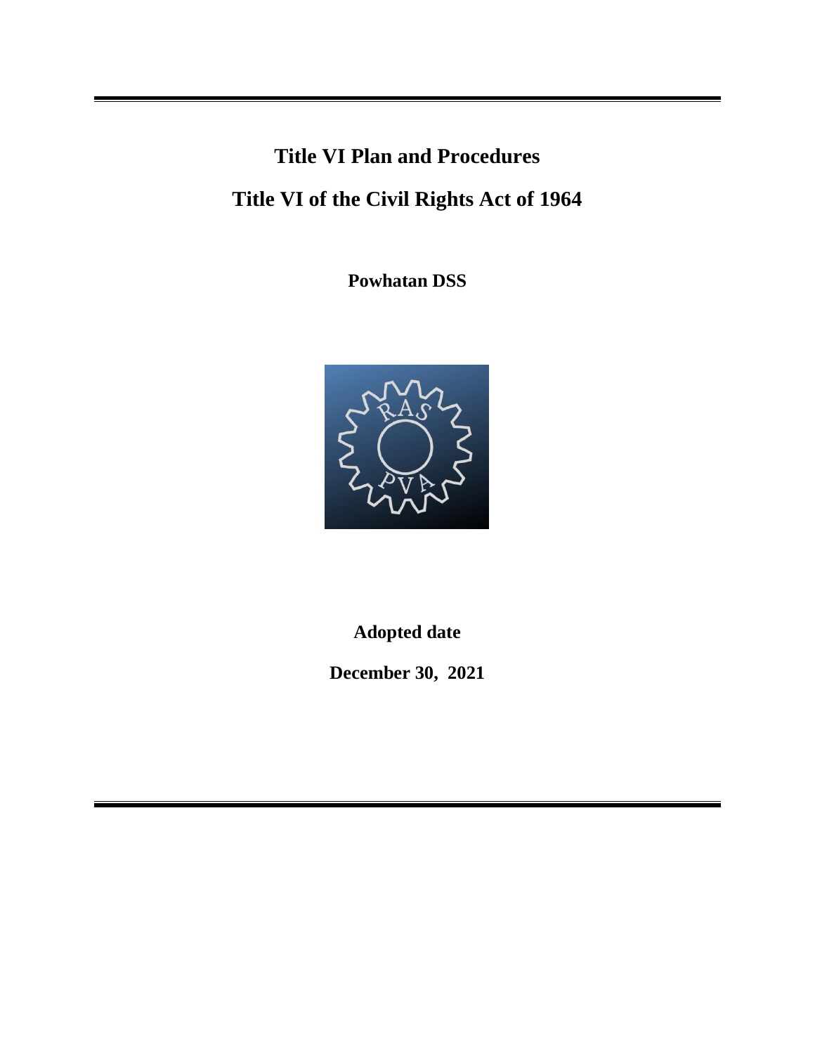# Title VI Plan and Procedures

# Title VI of the Civil Rights Act of 1964

**Powhatan DSS**

**Adopted date**

**December 30, 2021**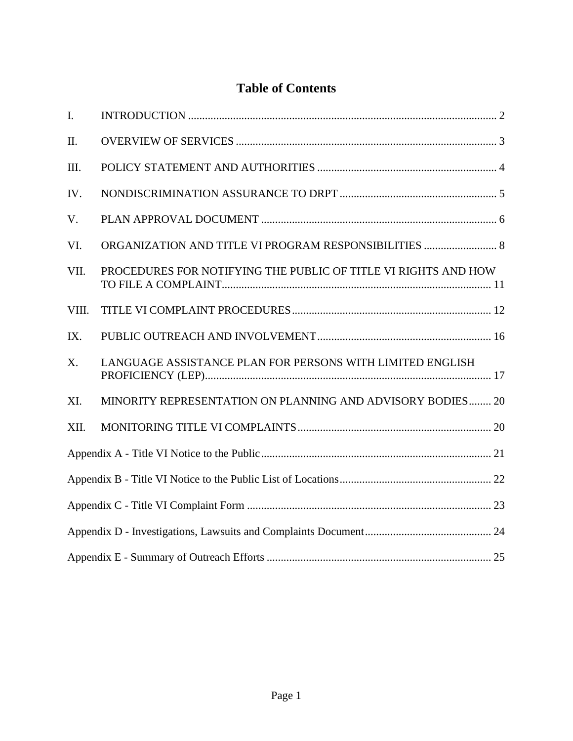# Table of Contents

| | | |
|---|---|---|
| I. | INTRODUCTION | 2 |
| II. | OVERVIEW OF SERVICES | 3 |
| III. | POLICY STATEMENT AND AUTHORITIES | 4 |
| IV. | NONDISCRIMINATION ASSURANCE TO DRPT | 5 |
| V. | PLAN APPROVAL DOCUMENT | 6 |
| VI. | ORGANIZATION AND TITLE VI PROGRAM RESPONSIBILITIES | 8 |
| VII. | PROCEDURES FOR NOTIFYING THE PUBLIC OF TITLE VI RIGHTS AND HOW TO FILE A COMPLAINT | 11 |
| VIII. | TITLE VI COMPLAINT PROCEDURES | 12 |
| IX. | PUBLIC OUTREACH AND INVOLVEMENT | 16 |
| X. | LANGUAGE ASSISTANCE PLAN FOR PERSONS WITH LIMITED ENGLISH PROFICIENCY (LEP) | 17 |
| XI. | MINORITY REPRESENTATION ON PLANNING AND ADVISORY BODIES | 20 |
| XII. | MONITORING TITLE VI COMPLAINTS | 20 |
| | Appendix A - Title VI Notice to the Public | 21 |
| | Appendix B - Title VI Notice to the Public List of Locations | 22 |
| | Appendix C - Title VI Complaint Form | 23 |
| | Appendix D - Investigations, Lawsuits and Complaints Document | 24 |
| | Appendix E - Summary of Outreach Efforts | 25 |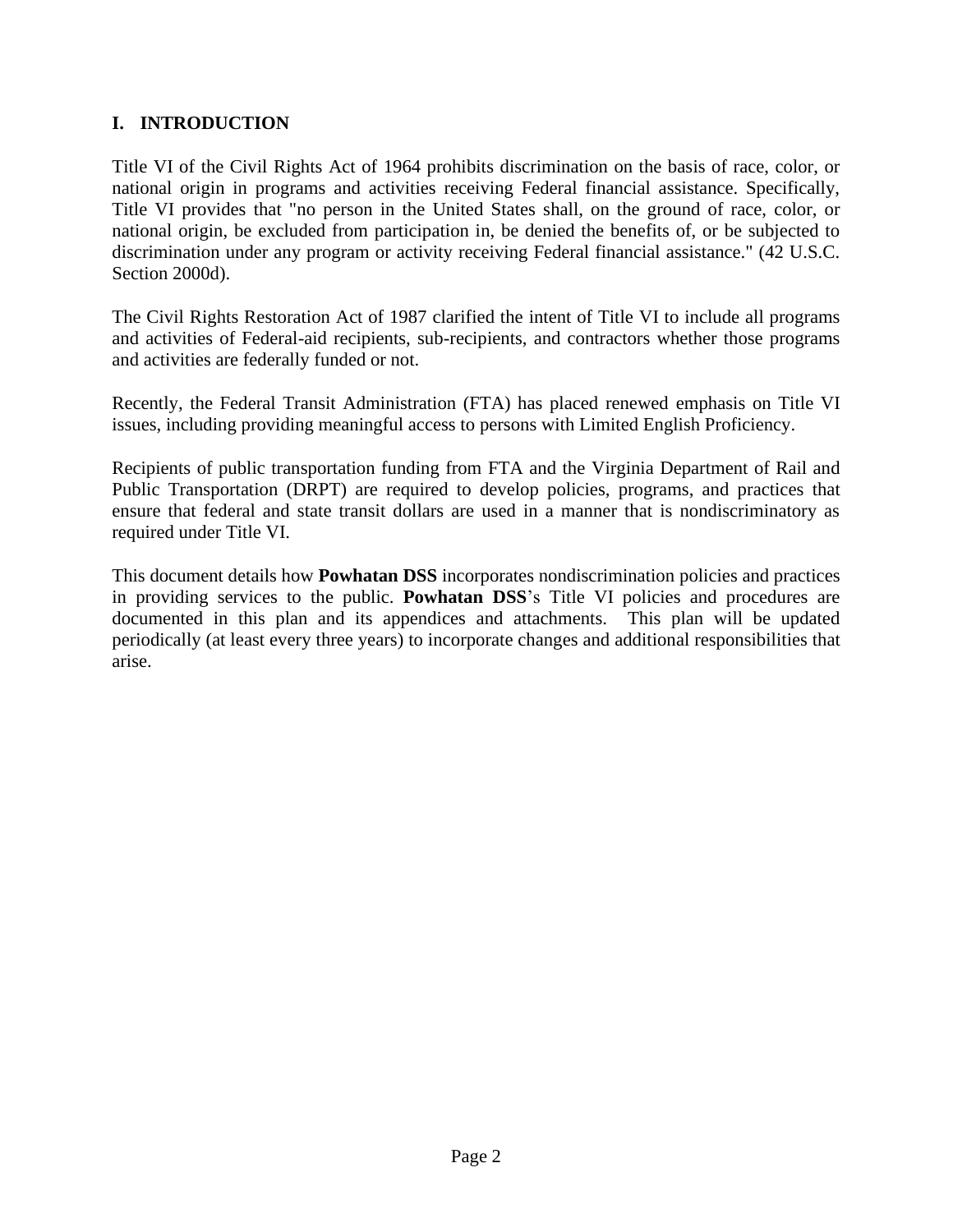## I. INTRODUCTION

Title VI of the Civil Rights Act of 1964 prohibits discrimination on the basis of race, color, or national origin in programs and activities receiving Federal financial assistance. Specifically, Title VI provides that "no person in the United States shall, on the ground of race, color, or national origin, be excluded from participation in, be denied the benefits of, or be subjected to discrimination under any program or activity receiving Federal financial assistance." (42 U.S.C. Section 2000d).

The Civil Rights Restoration Act of 1987 clarified the intent of Title VI to include all programs and activities of Federal-aid recipients, sub-recipients, and contractors whether those programs and activities are federally funded or not.

Recently, the Federal Transit Administration (FTA) has placed renewed emphasis on Title VI issues, including providing meaningful access to persons with Limited English Proficiency.

Recipients of public transportation funding from FTA and the Virginia Department of Rail and Public Transportation (DRPT) are required to develop policies, programs, and practices that ensure that federal and state transit dollars are used in a manner that is nondiscriminatory as required under Title VI.

This document details how **Powhatan DSS** incorporates nondiscrimination policies and practices in providing services to the public. **Powhatan DSS**'s Title VI policies and procedures are documented in this plan and its appendices and attachments. This plan will be updated periodically (at least every three years) to incorporate changes and additional responsibilities that arise.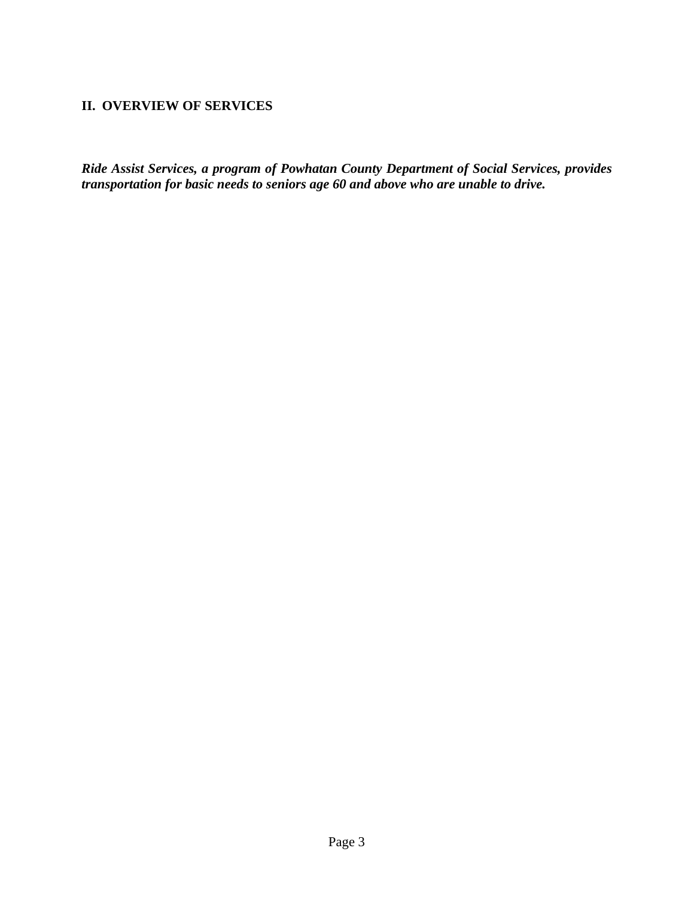## II. OVERVIEW OF SERVICES

***Ride Assist Services, a program of Powhatan County Department of Social Services, provides transportation for basic needs to seniors age 60 and above who are unable to drive.***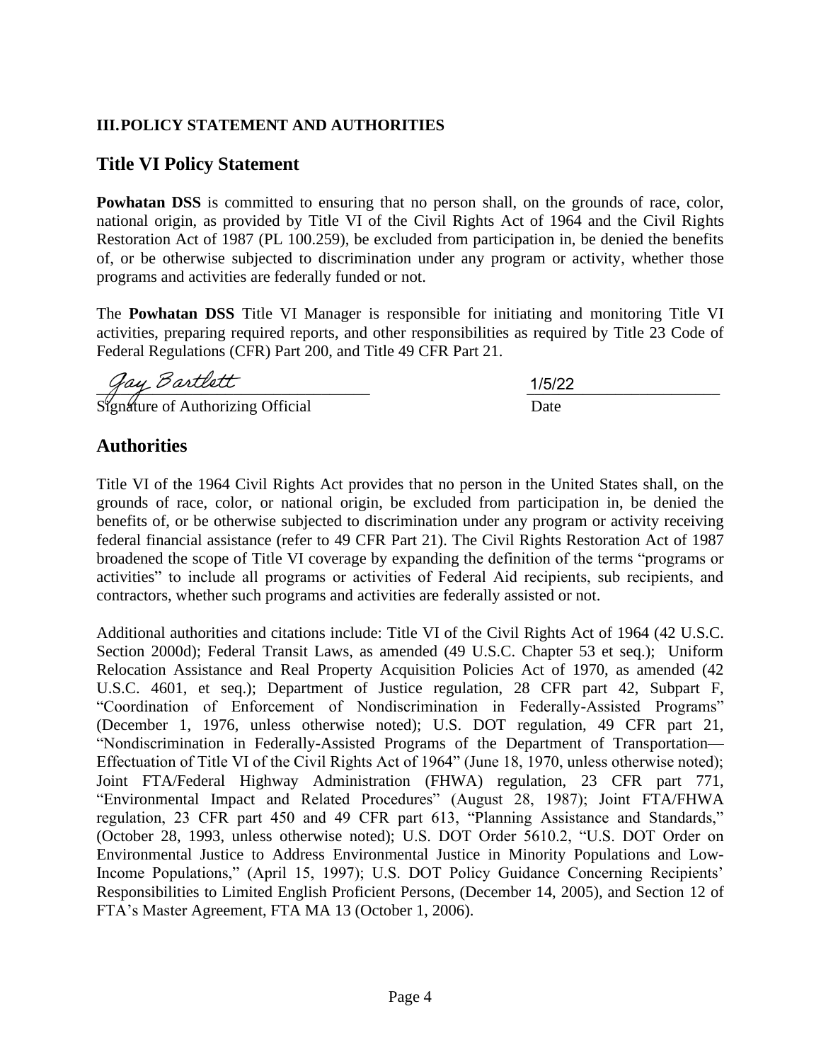## III. POLICY STATEMENT AND AUTHORITIES

### Title VI Policy Statement

**Powhatan DSS** is committed to ensuring that no person shall, on the grounds of race, color, national origin, as provided by Title VI of the Civil Rights Act of 1964 and the Civil Rights Restoration Act of 1987 (PL 100.259), be excluded from participation in, be denied the benefits of, or be otherwise subjected to discrimination under any program or activity, whether those programs and activities are federally funded or not.

The **Powhatan DSS** Title VI Manager is responsible for initiating and monitoring Title VI activities, preparing required reports, and other responsibilities as required by Title 23 Code of Federal Regulations (CFR) Part 200, and Title 49 CFR Part 21.

Jay Bartlett &nbsp;&nbsp;&nbsp;&nbsp;&nbsp;&nbsp;&nbsp;&nbsp;&nbsp;&nbsp;&nbsp;&nbsp;&nbsp;&nbsp;&nbsp;&nbsp;&nbsp;&nbsp;&nbsp;&nbsp;&nbsp;&nbsp;&nbsp;&nbsp;&nbsp;&nbsp; 1/5/22

Signature of Authorizing Official &nbsp;&nbsp;&nbsp;&nbsp;&nbsp;&nbsp;&nbsp;&nbsp;&nbsp;&nbsp;&nbsp;&nbsp; Date

### Authorities

Title VI of the 1964 Civil Rights Act provides that no person in the United States shall, on the grounds of race, color, or national origin, be excluded from participation in, be denied the benefits of, or be otherwise subjected to discrimination under any program or activity receiving federal financial assistance (refer to 49 CFR Part 21). The Civil Rights Restoration Act of 1987 broadened the scope of Title VI coverage by expanding the definition of the terms "programs or activities" to include all programs or activities of Federal Aid recipients, sub recipients, and contractors, whether such programs and activities are federally assisted or not.

Additional authorities and citations include: Title VI of the Civil Rights Act of 1964 (42 U.S.C. Section 2000d); Federal Transit Laws, as amended (49 U.S.C. Chapter 53 et seq.); Uniform Relocation Assistance and Real Property Acquisition Policies Act of 1970, as amended (42 U.S.C. 4601, et seq.); Department of Justice regulation, 28 CFR part 42, Subpart F, "Coordination of Enforcement of Nondiscrimination in Federally-Assisted Programs" (December 1, 1976, unless otherwise noted); U.S. DOT regulation, 49 CFR part 21, "Nondiscrimination in Federally-Assisted Programs of the Department of Transportation—Effectuation of Title VI of the Civil Rights Act of 1964" (June 18, 1970, unless otherwise noted); Joint FTA/Federal Highway Administration (FHWA) regulation, 23 CFR part 771, "Environmental Impact and Related Procedures" (August 28, 1987); Joint FTA/FHWA regulation, 23 CFR part 450 and 49 CFR part 613, "Planning Assistance and Standards," (October 28, 1993, unless otherwise noted); U.S. DOT Order 5610.2, "U.S. DOT Order on Environmental Justice to Address Environmental Justice in Minority Populations and Low-Income Populations," (April 15, 1997); U.S. DOT Policy Guidance Concerning Recipients' Responsibilities to Limited English Proficient Persons, (December 14, 2005), and Section 12 of FTA's Master Agreement, FTA MA 13 (October 1, 2006).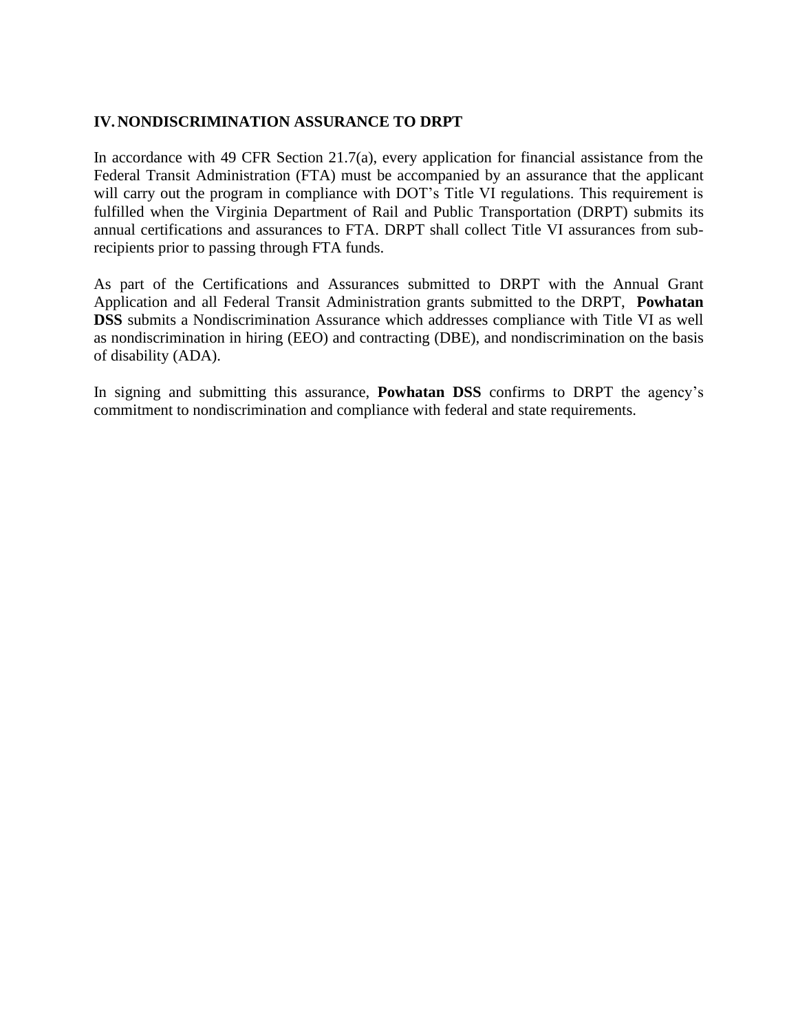## IV. NONDISCRIMINATION ASSURANCE TO DRPT

In accordance with 49 CFR Section 21.7(a), every application for financial assistance from the Federal Transit Administration (FTA) must be accompanied by an assurance that the applicant will carry out the program in compliance with DOT's Title VI regulations. This requirement is fulfilled when the Virginia Department of Rail and Public Transportation (DRPT) submits its annual certifications and assurances to FTA. DRPT shall collect Title VI assurances from sub-recipients prior to passing through FTA funds.

As part of the Certifications and Assurances submitted to DRPT with the Annual Grant Application and all Federal Transit Administration grants submitted to the DRPT, **Powhatan DSS** submits a Nondiscrimination Assurance which addresses compliance with Title VI as well as nondiscrimination in hiring (EEO) and contracting (DBE), and nondiscrimination on the basis of disability (ADA).

In signing and submitting this assurance, **Powhatan DSS** confirms to DRPT the agency's commitment to nondiscrimination and compliance with federal and state requirements.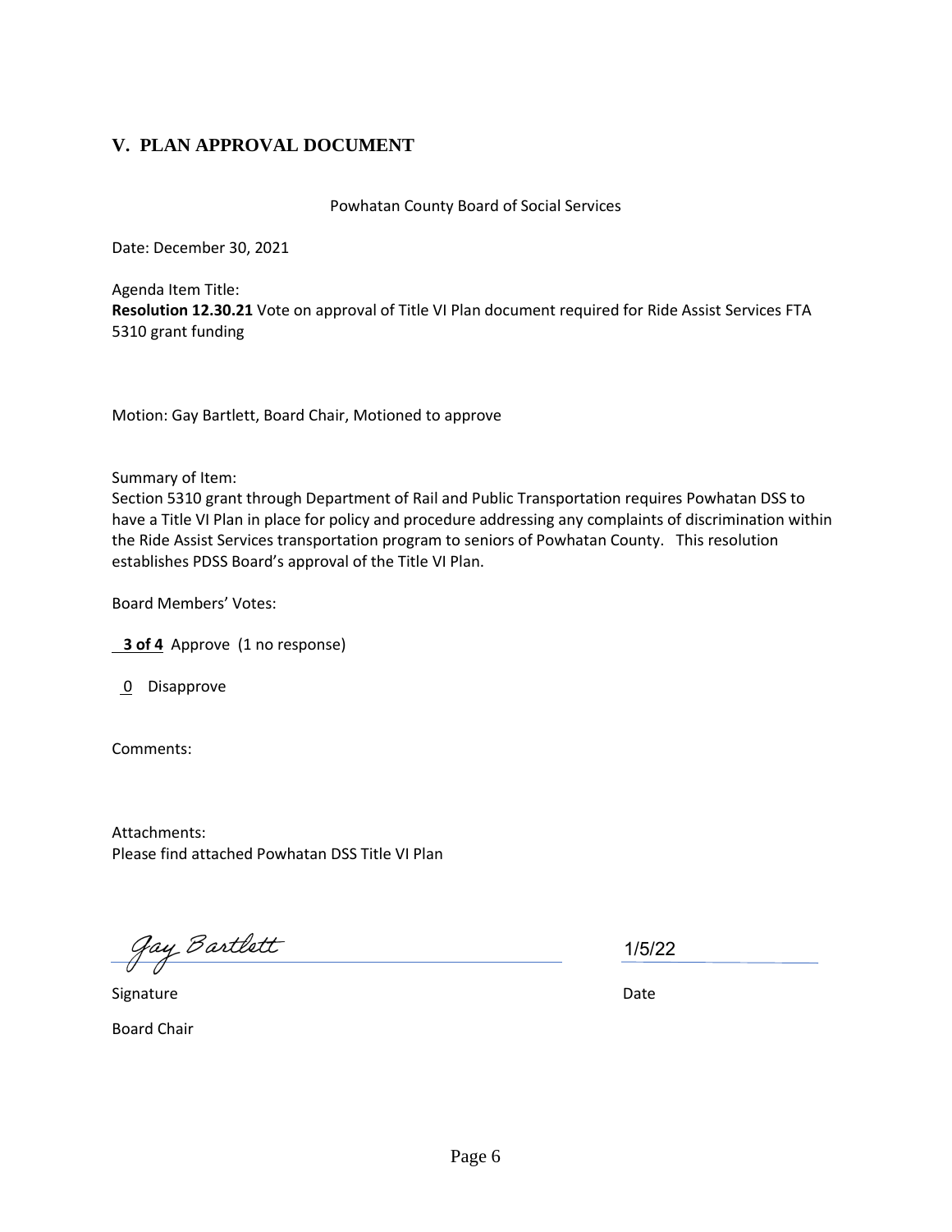## V. PLAN APPROVAL DOCUMENT

Powhatan County Board of Social Services

Date: December 30, 2021

Agenda Item Title:
**Resolution 12.30.21** Vote on approval of Title VI Plan document required for Ride Assist Services FTA 5310 grant funding

Motion: Gay Bartlett, Board Chair, Motioned to approve

Summary of Item:
Section 5310 grant through Department of Rail and Public Transportation requires Powhatan DSS to have a Title VI Plan in place for policy and procedure addressing any complaints of discrimination within the Ride Assist Services transportation program to seniors of Powhatan County. This resolution establishes PDSS Board's approval of the Title VI Plan.

Board Members' Votes:

**3 of 4** Approve (1 no response)

0 Disapprove

Comments:

Attachments:
Please find attached Powhatan DSS Title VI Plan

Gay Bartlett — 1/5/22

Signature — Date

Board Chair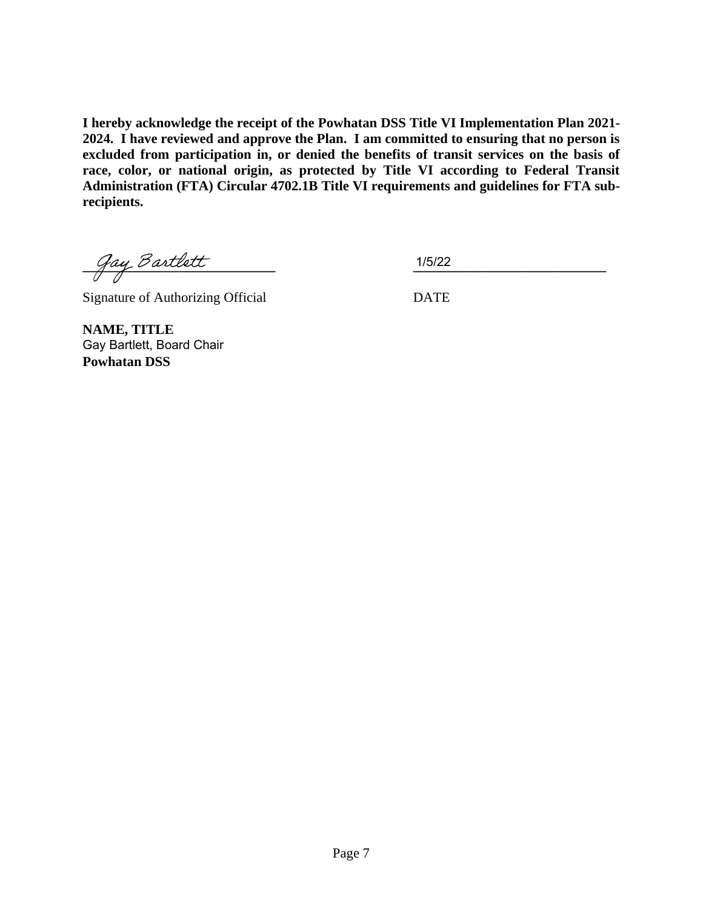**I hereby acknowledge the receipt of the Powhatan DSS Title VI Implementation Plan 2021-2024. I have reviewed and approve the Plan. I am committed to ensuring that no person is excluded from participation in, or denied the benefits of transit services on the basis of race, color, or national origin, as protected by Title VI according to Federal Transit Administration (FTA) Circular 4702.1B Title VI requirements and guidelines for FTA sub-recipients.**

Gay Bartlett ______________________ 1/5/22 ______________________

Signature of Authorizing Official DATE

**NAME, TITLE**
Gay Bartlett, Board Chair
**Powhatan DSS**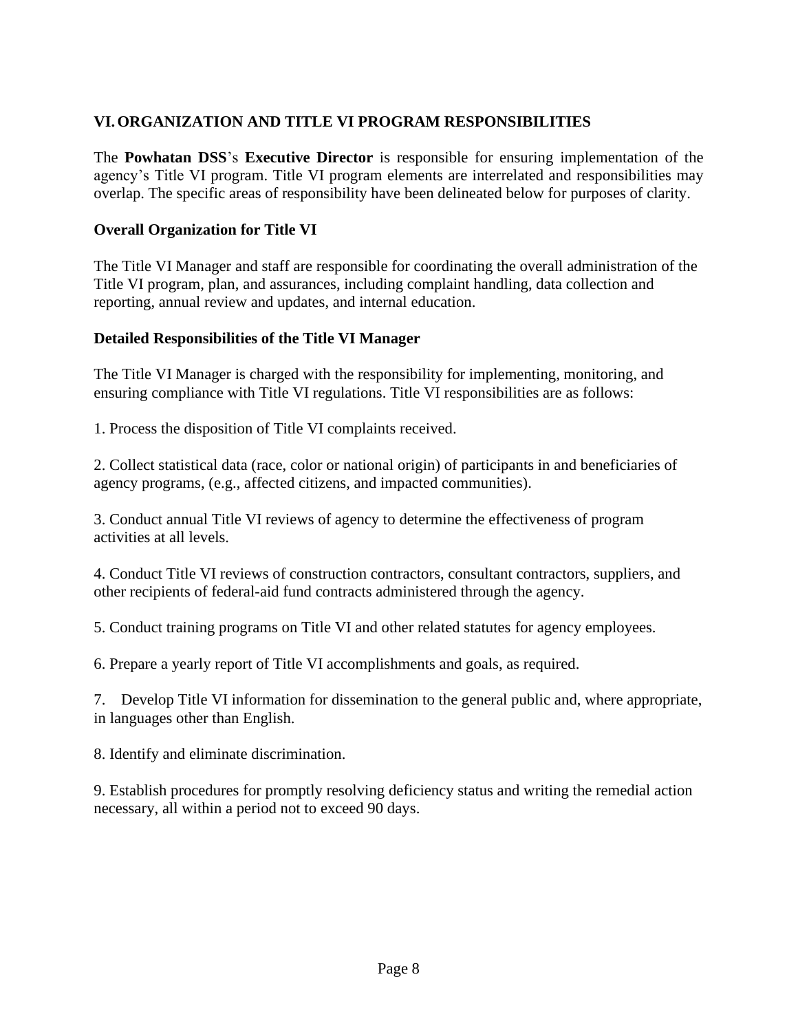## VI. ORGANIZATION AND TITLE VI PROGRAM RESPONSIBILITIES

The **Powhatan DSS**'s **Executive Director** is responsible for ensuring implementation of the agency's Title VI program. Title VI program elements are interrelated and responsibilities may overlap. The specific areas of responsibility have been delineated below for purposes of clarity.

### Overall Organization for Title VI

The Title VI Manager and staff are responsible for coordinating the overall administration of the Title VI program, plan, and assurances, including complaint handling, data collection and reporting, annual review and updates, and internal education.

### Detailed Responsibilities of the Title VI Manager

The Title VI Manager is charged with the responsibility for implementing, monitoring, and ensuring compliance with Title VI regulations. Title VI responsibilities are as follows:

1. Process the disposition of Title VI complaints received.

2. Collect statistical data (race, color or national origin) of participants in and beneficiaries of agency programs, (e.g., affected citizens, and impacted communities).

3. Conduct annual Title VI reviews of agency to determine the effectiveness of program activities at all levels.

4. Conduct Title VI reviews of construction contractors, consultant contractors, suppliers, and other recipients of federal-aid fund contracts administered through the agency.

5. Conduct training programs on Title VI and other related statutes for agency employees.

6. Prepare a yearly report of Title VI accomplishments and goals, as required.

7. Develop Title VI information for dissemination to the general public and, where appropriate, in languages other than English.

8. Identify and eliminate discrimination.

9. Establish procedures for promptly resolving deficiency status and writing the remedial action necessary, all within a period not to exceed 90 days.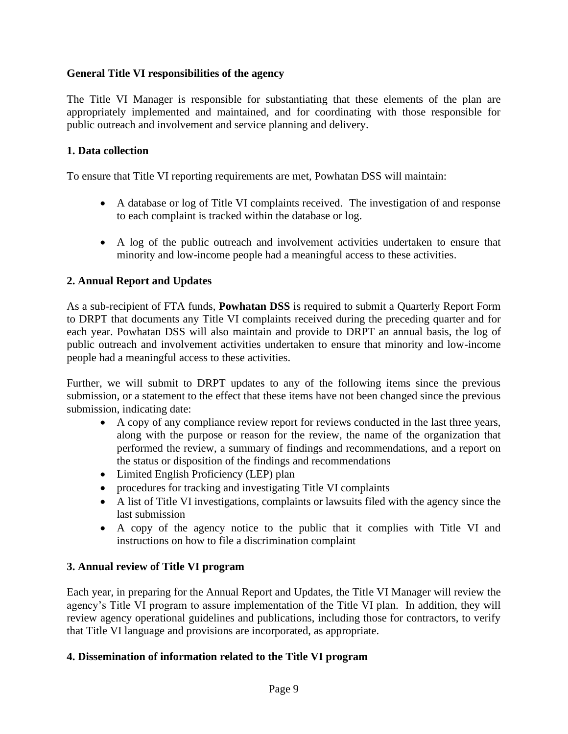**General Title VI responsibilities of the agency**

The Title VI Manager is responsible for substantiating that these elements of the plan are appropriately implemented and maintained, and for coordinating with those responsible for public outreach and involvement and service planning and delivery.

**1. Data collection**

To ensure that Title VI reporting requirements are met, Powhatan DSS will maintain:

- A database or log of Title VI complaints received. The investigation of and response to each complaint is tracked within the database or log.

- A log of the public outreach and involvement activities undertaken to ensure that minority and low-income people had a meaningful access to these activities.

**2. Annual Report and Updates**

As a sub-recipient of FTA funds, **Powhatan DSS** is required to submit a Quarterly Report Form to DRPT that documents any Title VI complaints received during the preceding quarter and for each year. Powhatan DSS will also maintain and provide to DRPT an annual basis, the log of public outreach and involvement activities undertaken to ensure that minority and low-income people had a meaningful access to these activities.

Further, we will submit to DRPT updates to any of the following items since the previous submission, or a statement to the effect that these items have not been changed since the previous submission, indicating date:

- A copy of any compliance review report for reviews conducted in the last three years, along with the purpose or reason for the review, the name of the organization that performed the review, a summary of findings and recommendations, and a report on the status or disposition of the findings and recommendations
- Limited English Proficiency (LEP) plan
- procedures for tracking and investigating Title VI complaints
- A list of Title VI investigations, complaints or lawsuits filed with the agency since the last submission
- A copy of the agency notice to the public that it complies with Title VI and instructions on how to file a discrimination complaint

**3. Annual review of Title VI program**

Each year, in preparing for the Annual Report and Updates, the Title VI Manager will review the agency's Title VI program to assure implementation of the Title VI plan. In addition, they will review agency operational guidelines and publications, including those for contractors, to verify that Title VI language and provisions are incorporated, as appropriate.

**4. Dissemination of information related to the Title VI program**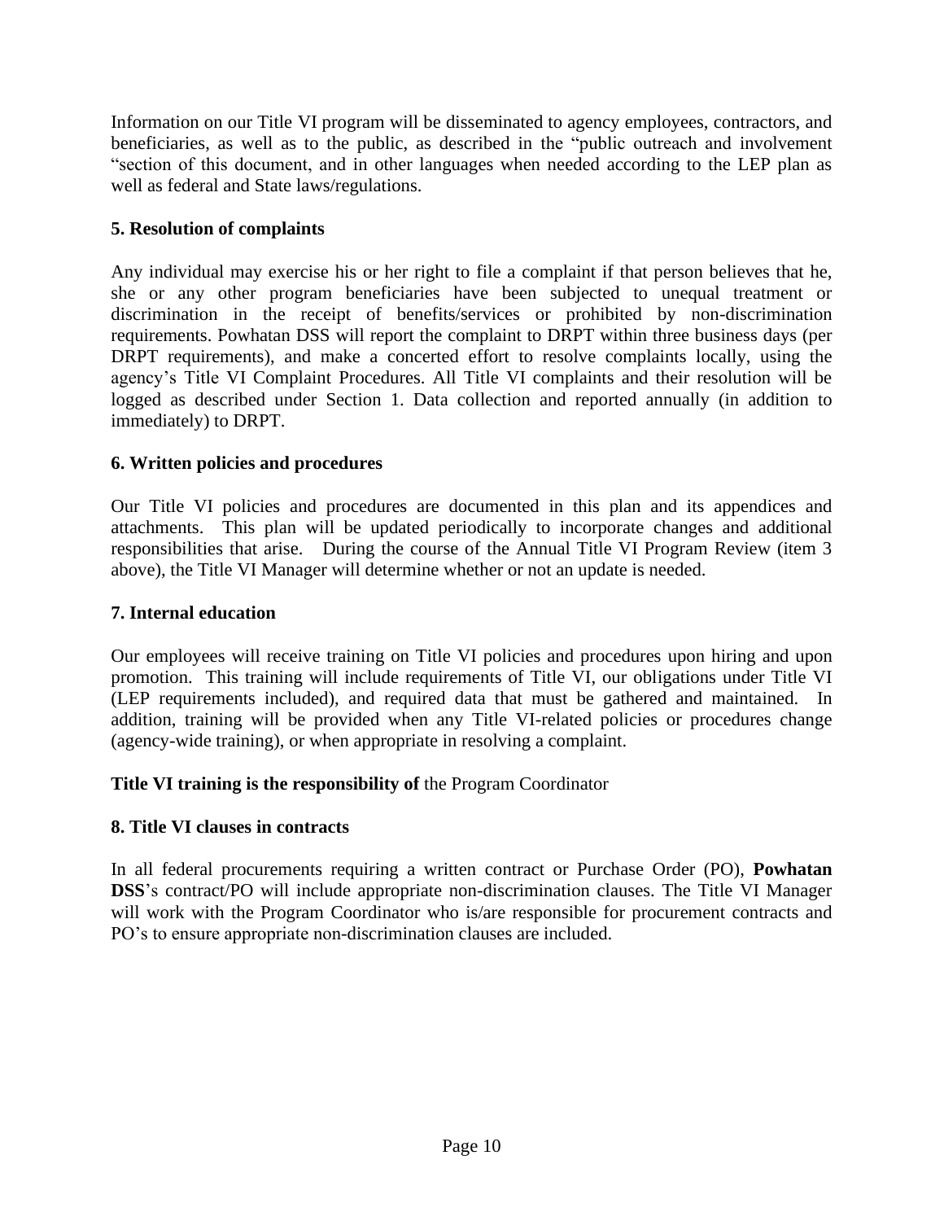Information on our Title VI program will be disseminated to agency employees, contractors, and beneficiaries, as well as to the public, as described in the "public outreach and involvement "section of this document, and in other languages when needed according to the LEP plan as well as federal and State laws/regulations.

**5. Resolution of complaints**

Any individual may exercise his or her right to file a complaint if that person believes that he, she or any other program beneficiaries have been subjected to unequal treatment or discrimination in the receipt of benefits/services or prohibited by non-discrimination requirements. Powhatan DSS will report the complaint to DRPT within three business days (per DRPT requirements), and make a concerted effort to resolve complaints locally, using the agency's Title VI Complaint Procedures. All Title VI complaints and their resolution will be logged as described under Section 1. Data collection and reported annually (in addition to immediately) to DRPT.

**6. Written policies and procedures**

Our Title VI policies and procedures are documented in this plan and its appendices and attachments. This plan will be updated periodically to incorporate changes and additional responsibilities that arise. During the course of the Annual Title VI Program Review (item 3 above), the Title VI Manager will determine whether or not an update is needed.

**7. Internal education**

Our employees will receive training on Title VI policies and procedures upon hiring and upon promotion. This training will include requirements of Title VI, our obligations under Title VI (LEP requirements included), and required data that must be gathered and maintained. In addition, training will be provided when any Title VI-related policies or procedures change (agency-wide training), or when appropriate in resolving a complaint.

**Title VI training is the responsibility of** the Program Coordinator

**8. Title VI clauses in contracts**

In all federal procurements requiring a written contract or Purchase Order (PO), **Powhatan DSS**'s contract/PO will include appropriate non-discrimination clauses. The Title VI Manager will work with the Program Coordinator who is/are responsible for procurement contracts and PO's to ensure appropriate non-discrimination clauses are included.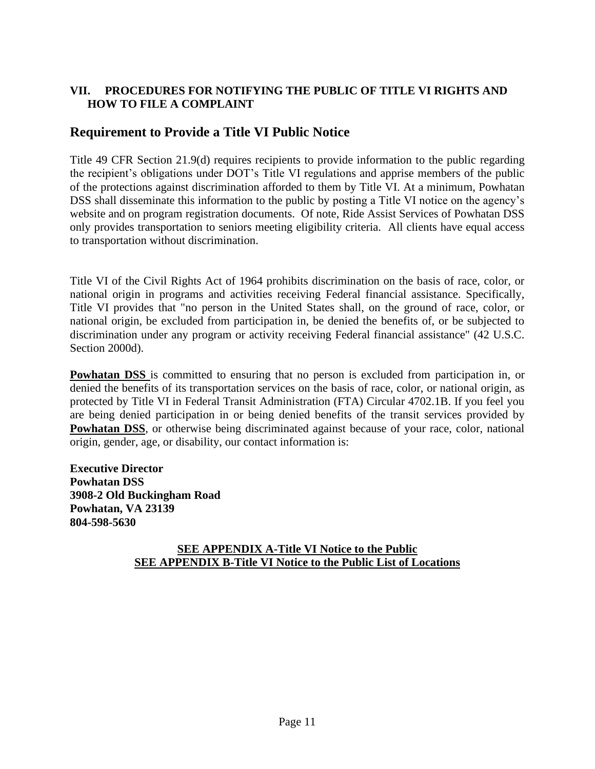## VII. PROCEDURES FOR NOTIFYING THE PUBLIC OF TITLE VI RIGHTS AND HOW TO FILE A COMPLAINT

## Requirement to Provide a Title VI Public Notice

Title 49 CFR Section 21.9(d) requires recipients to provide information to the public regarding the recipient's obligations under DOT's Title VI regulations and apprise members of the public of the protections against discrimination afforded to them by Title VI. At a minimum, Powhatan DSS shall disseminate this information to the public by posting a Title VI notice on the agency's website and on program registration documents. Of note, Ride Assist Services of Powhatan DSS only provides transportation to seniors meeting eligibility criteria. All clients have equal access to transportation without discrimination.

Title VI of the Civil Rights Act of 1964 prohibits discrimination on the basis of race, color, or national origin in programs and activities receiving Federal financial assistance. Specifically, Title VI provides that "no person in the United States shall, on the ground of race, color, or national origin, be excluded from participation in, be denied the benefits of, or be subjected to discrimination under any program or activity receiving Federal financial assistance" (42 U.S.C. Section 2000d).

**Powhatan DSS** is committed to ensuring that no person is excluded from participation in, or denied the benefits of its transportation services on the basis of race, color, or national origin, as protected by Title VI in Federal Transit Administration (FTA) Circular 4702.1B. If you feel you are being denied participation in or being denied benefits of the transit services provided by **Powhatan DSS**, or otherwise being discriminated against because of your race, color, national origin, gender, age, or disability, our contact information is:

**Executive Director**
**Powhatan DSS**
**3908-2 Old Buckingham Road**
**Powhatan, VA 23139**
**804-598-5630**

**SEE APPENDIX A-Title VI Notice to the Public**
**SEE APPENDIX B-Title VI Notice to the Public List of Locations**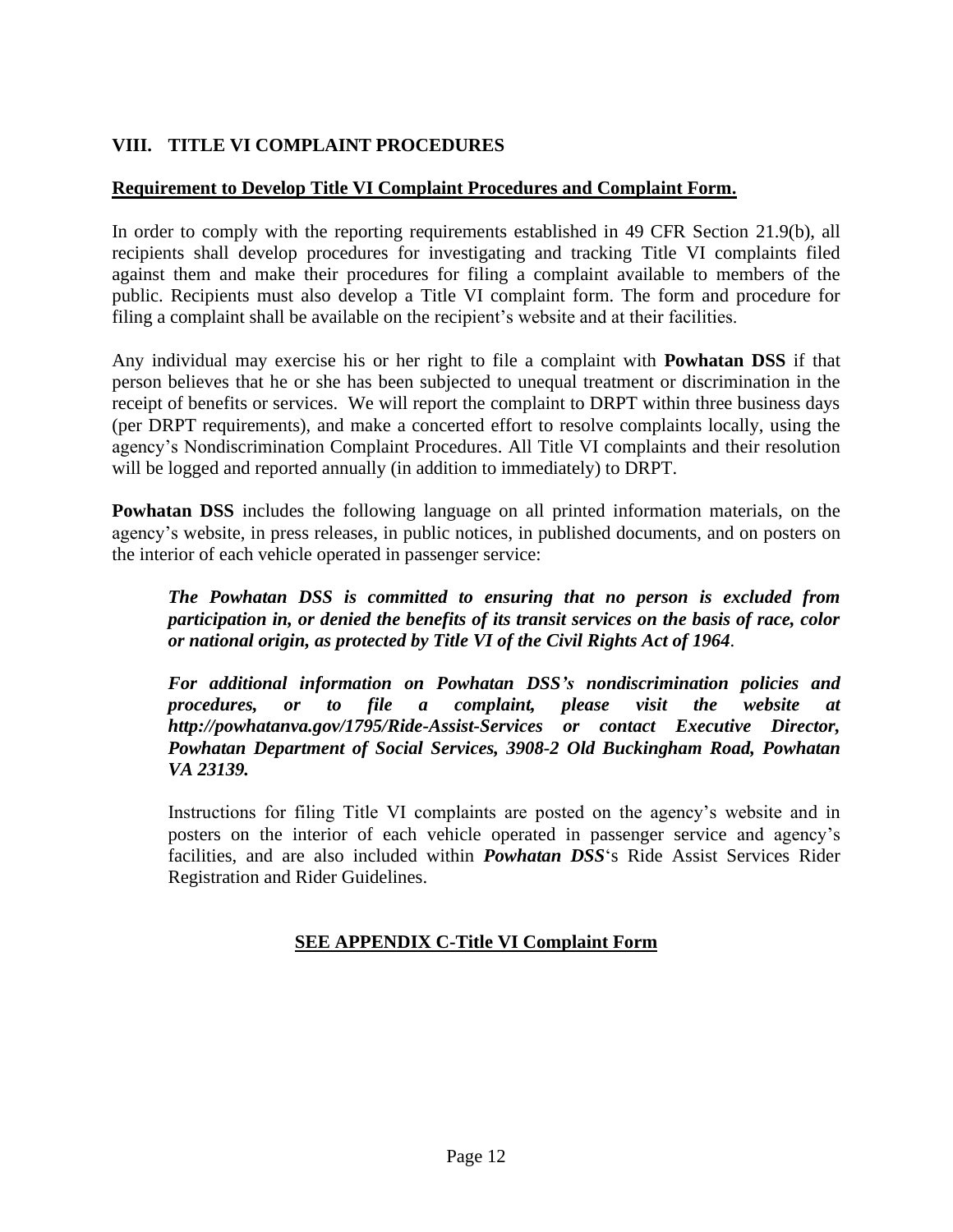## VIII. TITLE VI COMPLAINT PROCEDURES

**<u>Requirement to Develop Title VI Complaint Procedures and Complaint Form.</u>**

In order to comply with the reporting requirements established in 49 CFR Section 21.9(b), all recipients shall develop procedures for investigating and tracking Title VI complaints filed against them and make their procedures for filing a complaint available to members of the public. Recipients must also develop a Title VI complaint form. The form and procedure for filing a complaint shall be available on the recipient's website and at their facilities.

Any individual may exercise his or her right to file a complaint with **Powhatan DSS** if that person believes that he or she has been subjected to unequal treatment or discrimination in the receipt of benefits or services. We will report the complaint to DRPT within three business days (per DRPT requirements), and make a concerted effort to resolve complaints locally, using the agency's Nondiscrimination Complaint Procedures. All Title VI complaints and their resolution will be logged and reported annually (in addition to immediately) to DRPT.

**Powhatan DSS** includes the following language on all printed information materials, on the agency's website, in press releases, in public notices, in published documents, and on posters on the interior of each vehicle operated in passenger service:

> ***The Powhatan DSS is committed to ensuring that no person is excluded from participation in, or denied the benefits of its transit services on the basis of race, color or national origin, as protected by Title VI of the Civil Rights Act of 1964***.
>
> ***For additional information on Powhatan DSS's nondiscrimination policies and procedures, or to file a complaint, please visit the website at http://powhatanva.gov/1795/Ride-Assist-Services or contact Executive Director, Powhatan Department of Social Services, 3908-2 Old Buckingham Road, Powhatan VA 23139.***
>
> Instructions for filing Title VI complaints are posted on the agency's website and in posters on the interior of each vehicle operated in passenger service and agency's facilities, and are also included within ***Powhatan DSS***'s Ride Assist Services Rider Registration and Rider Guidelines.

**<u>SEE APPENDIX C-Title VI Complaint Form</u>**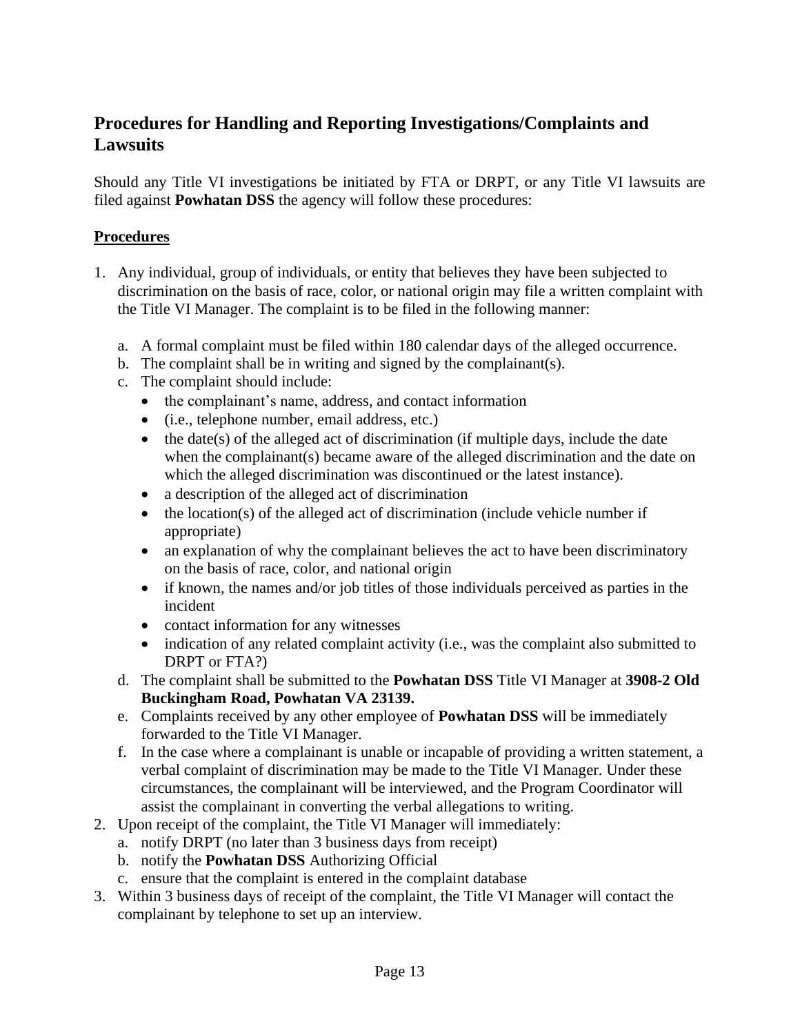## Procedures for Handling and Reporting Investigations/Complaints and Lawsuits

Should any Title VI investigations be initiated by FTA or DRPT, or any Title VI lawsuits are filed against **Powhatan DSS** the agency will follow these procedures:

### Procedures

1. Any individual, group of individuals, or entity that believes they have been subjected to discrimination on the basis of race, color, or national origin may file a written complaint with the Title VI Manager. The complaint is to be filed in the following manner:

   a. A formal complaint must be filed within 180 calendar days of the alleged occurrence.
   b. The complaint shall be in writing and signed by the complainant(s).
   c. The complaint should include:
      - the complainant's name, address, and contact information
      - (i.e., telephone number, email address, etc.)
      - the date(s) of the alleged act of discrimination (if multiple days, include the date when the complainant(s) became aware of the alleged discrimination and the date on which the alleged discrimination was discontinued or the latest instance).
      - a description of the alleged act of discrimination
      - the location(s) of the alleged act of discrimination (include vehicle number if appropriate)
      - an explanation of why the complainant believes the act to have been discriminatory on the basis of race, color, and national origin
      - if known, the names and/or job titles of those individuals perceived as parties in the incident
      - contact information for any witnesses
      - indication of any related complaint activity (i.e., was the complaint also submitted to DRPT or FTA?)

   d. The complaint shall be submitted to the **Powhatan DSS** Title VI Manager at **3908-2 Old Buckingham Road, Powhatan VA 23139.**
   e. Complaints received by any other employee of **Powhatan DSS** will be immediately forwarded to the Title VI Manager.
   f. In the case where a complainant is unable or incapable of providing a written statement, a verbal complaint of discrimination may be made to the Title VI Manager. Under these circumstances, the complainant will be interviewed, and the Program Coordinator will assist the complainant in converting the verbal allegations to writing.
2. Upon receipt of the complaint, the Title VI Manager will immediately:
   a. notify DRPT (no later than 3 business days from receipt)
   b. notify the **Powhatan DSS** Authorizing Official
   c. ensure that the complaint is entered in the complaint database
3. Within 3 business days of receipt of the complaint, the Title VI Manager will contact the complainant by telephone to set up an interview.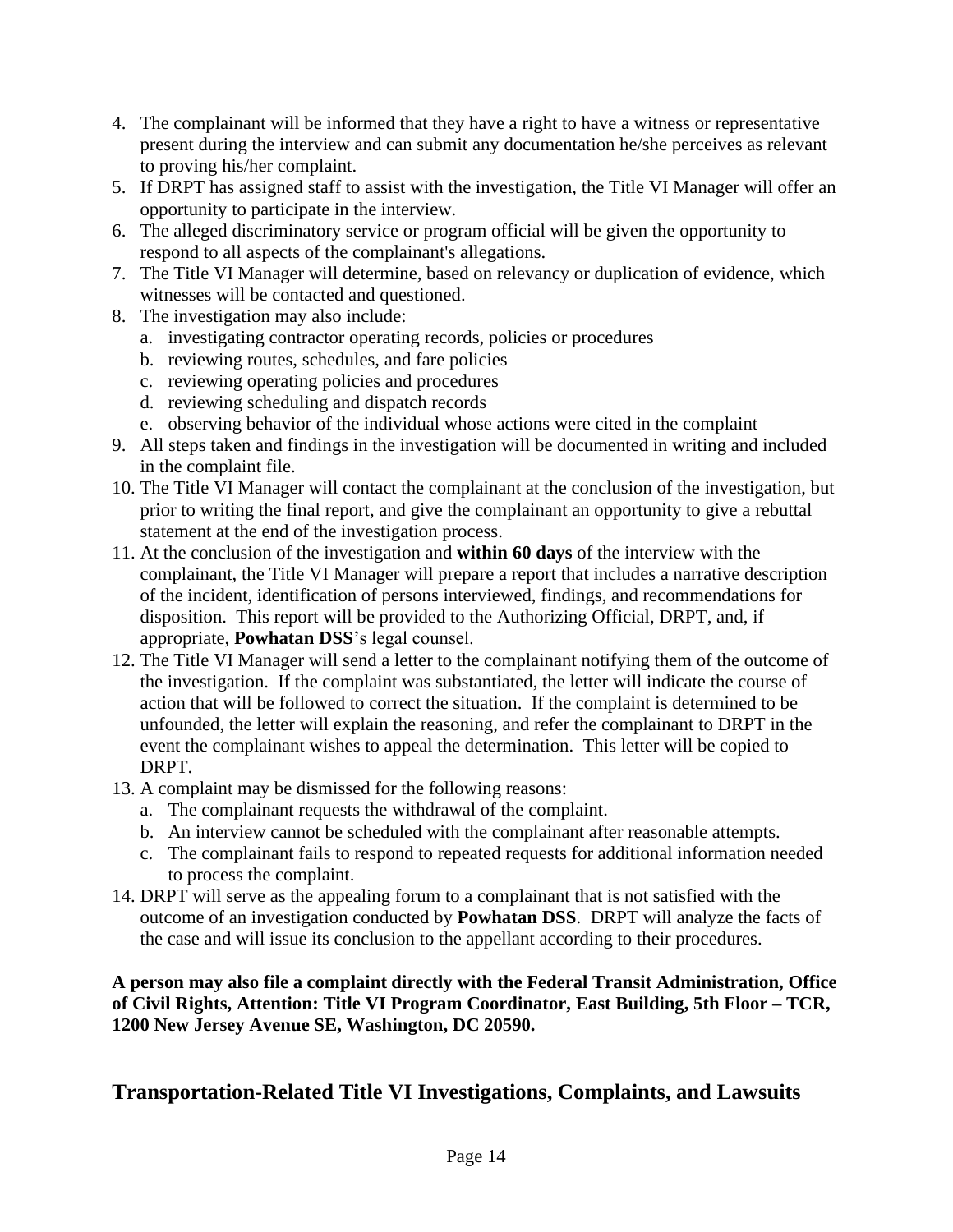4. The complainant will be informed that they have a right to have a witness or representative present during the interview and can submit any documentation he/she perceives as relevant to proving his/her complaint.
5. If DRPT has assigned staff to assist with the investigation, the Title VI Manager will offer an opportunity to participate in the interview.
6. The alleged discriminatory service or program official will be given the opportunity to respond to all aspects of the complainant's allegations.
7. The Title VI Manager will determine, based on relevancy or duplication of evidence, which witnesses will be contacted and questioned.
8. The investigation may also include:
   a. investigating contractor operating records, policies or procedures
   b. reviewing routes, schedules, and fare policies
   c. reviewing operating policies and procedures
   d. reviewing scheduling and dispatch records
   e. observing behavior of the individual whose actions were cited in the complaint
9. All steps taken and findings in the investigation will be documented in writing and included in the complaint file.
10. The Title VI Manager will contact the complainant at the conclusion of the investigation, but prior to writing the final report, and give the complainant an opportunity to give a rebuttal statement at the end of the investigation process.
11. At the conclusion of the investigation and **within 60 days** of the interview with the complainant, the Title VI Manager will prepare a report that includes a narrative description of the incident, identification of persons interviewed, findings, and recommendations for disposition. This report will be provided to the Authorizing Official, DRPT, and, if appropriate, **Powhatan DSS**'s legal counsel.
12. The Title VI Manager will send a letter to the complainant notifying them of the outcome of the investigation. If the complaint was substantiated, the letter will indicate the course of action that will be followed to correct the situation. If the complaint is determined to be unfounded, the letter will explain the reasoning, and refer the complainant to DRPT in the event the complainant wishes to appeal the determination. This letter will be copied to DRPT.
13. A complaint may be dismissed for the following reasons:
   a. The complainant requests the withdrawal of the complaint.
   b. An interview cannot be scheduled with the complainant after reasonable attempts.
   c. The complainant fails to respond to repeated requests for additional information needed to process the complaint.
14. DRPT will serve as the appealing forum to a complainant that is not satisfied with the outcome of an investigation conducted by **Powhatan DSS**. DRPT will analyze the facts of the case and will issue its conclusion to the appellant according to their procedures.

**A person may also file a complaint directly with the Federal Transit Administration, Office of Civil Rights, Attention: Title VI Program Coordinator, East Building, 5th Floor – TCR, 1200 New Jersey Avenue SE, Washington, DC 20590.**

## Transportation-Related Title VI Investigations, Complaints, and Lawsuits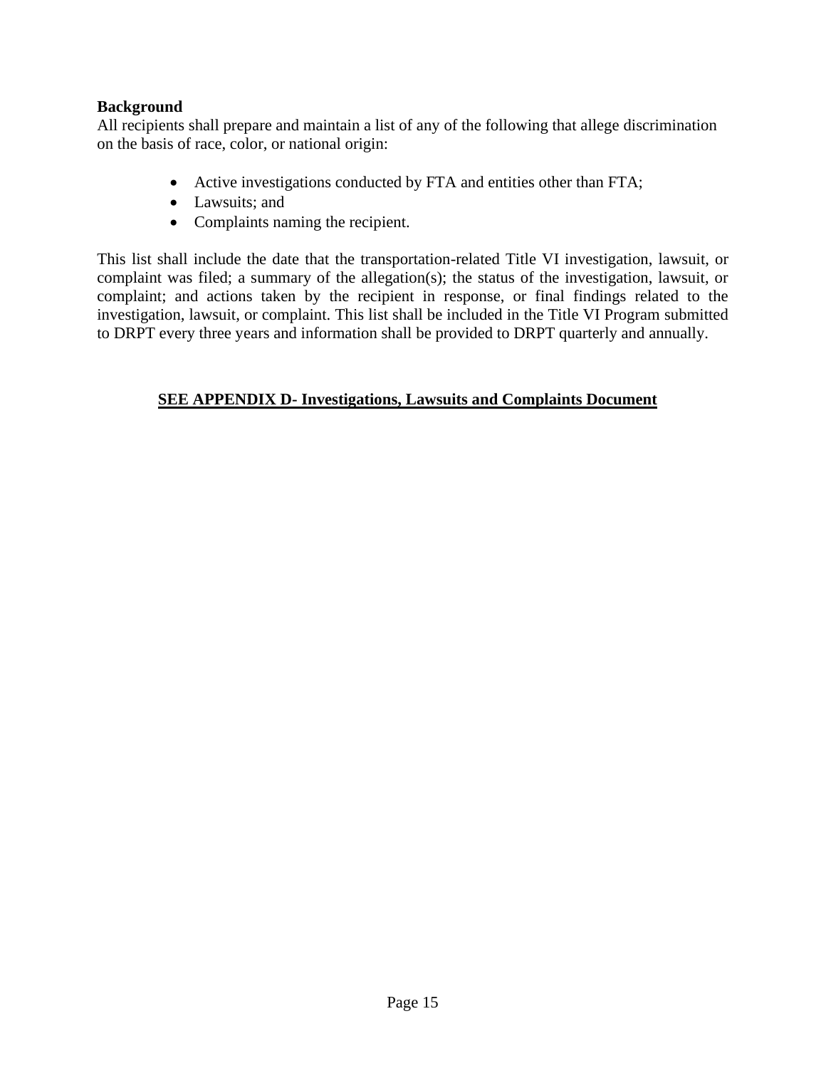**Background**

All recipients shall prepare and maintain a list of any of the following that allege discrimination on the basis of race, color, or national origin:

- Active investigations conducted by FTA and entities other than FTA;
- Lawsuits; and
- Complaints naming the recipient.

This list shall include the date that the transportation-related Title VI investigation, lawsuit, or complaint was filed; a summary of the allegation(s); the status of the investigation, lawsuit, or complaint; and actions taken by the recipient in response, or final findings related to the investigation, lawsuit, or complaint. This list shall be included in the Title VI Program submitted to DRPT every three years and information shall be provided to DRPT quarterly and annually.

**SEE APPENDIX D- Investigations, Lawsuits and Complaints Document**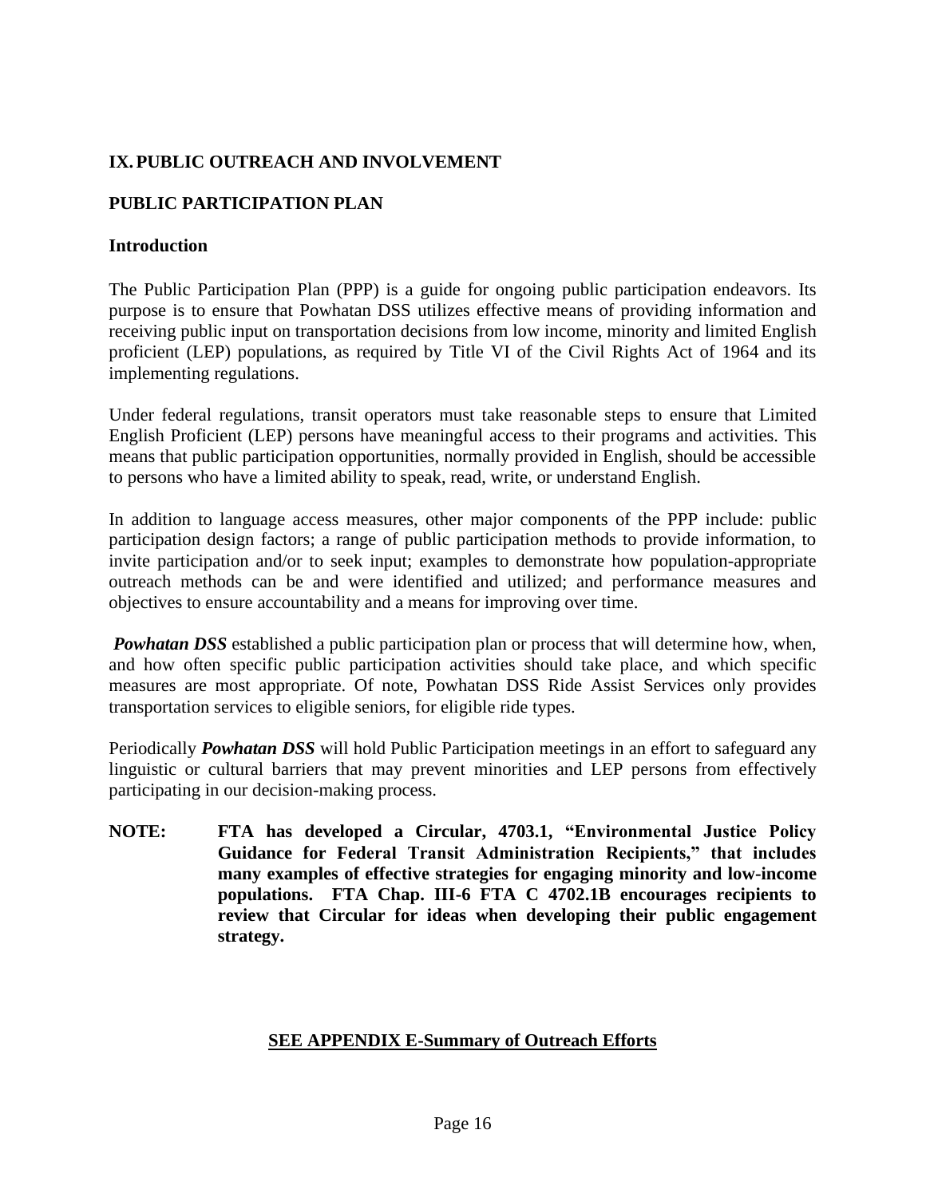## IX. PUBLIC OUTREACH AND INVOLVEMENT

## PUBLIC PARTICIPATION PLAN

### Introduction

The Public Participation Plan (PPP) is a guide for ongoing public participation endeavors. Its purpose is to ensure that Powhatan DSS utilizes effective means of providing information and receiving public input on transportation decisions from low income, minority and limited English proficient (LEP) populations, as required by Title VI of the Civil Rights Act of 1964 and its implementing regulations.

Under federal regulations, transit operators must take reasonable steps to ensure that Limited English Proficient (LEP) persons have meaningful access to their programs and activities. This means that public participation opportunities, normally provided in English, should be accessible to persons who have a limited ability to speak, read, write, or understand English.

In addition to language access measures, other major components of the PPP include: public participation design factors; a range of public participation methods to provide information, to invite participation and/or to seek input; examples to demonstrate how population-appropriate outreach methods can be and were identified and utilized; and performance measures and objectives to ensure accountability and a means for improving over time.

***Powhatan DSS*** established a public participation plan or process that will determine how, when, and how often specific public participation activities should take place, and which specific measures are most appropriate. Of note, Powhatan DSS Ride Assist Services only provides transportation services to eligible seniors, for eligible ride types.

Periodically ***Powhatan DSS*** will hold Public Participation meetings in an effort to safeguard any linguistic or cultural barriers that may prevent minorities and LEP persons from effectively participating in our decision-making process.

**NOTE: FTA has developed a Circular, 4703.1, "Environmental Justice Policy Guidance for Federal Transit Administration Recipients," that includes many examples of effective strategies for engaging minority and low-income populations. FTA Chap. III-6 FTA C 4702.1B encourages recipients to review that Circular for ideas when developing their public engagement strategy.**

**SEE APPENDIX E-Summary of Outreach Efforts**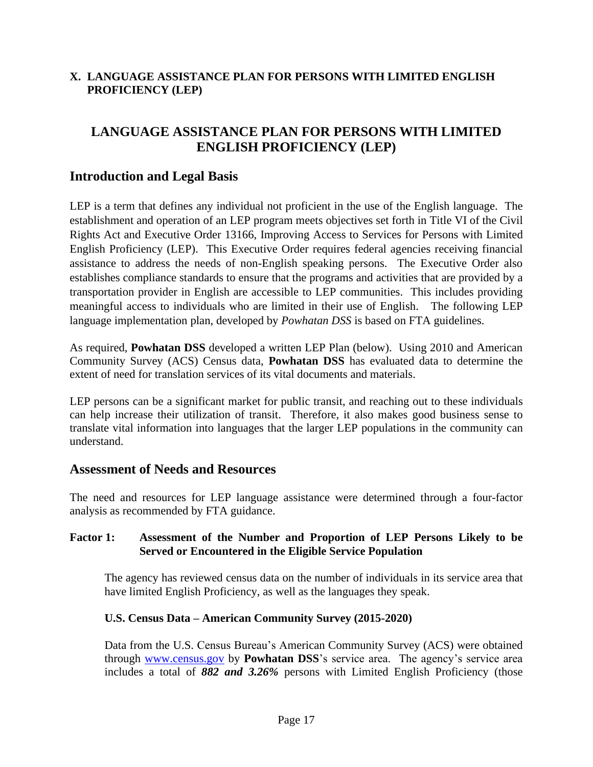**X. LANGUAGE ASSISTANCE PLAN FOR PERSONS WITH LIMITED ENGLISH PROFICIENCY (LEP)**

# LANGUAGE ASSISTANCE PLAN FOR PERSONS WITH LIMITED ENGLISH PROFICIENCY (LEP)

## Introduction and Legal Basis

LEP is a term that defines any individual not proficient in the use of the English language. The establishment and operation of an LEP program meets objectives set forth in Title VI of the Civil Rights Act and Executive Order 13166, Improving Access to Services for Persons with Limited English Proficiency (LEP). This Executive Order requires federal agencies receiving financial assistance to address the needs of non-English speaking persons. The Executive Order also establishes compliance standards to ensure that the programs and activities that are provided by a transportation provider in English are accessible to LEP communities. This includes providing meaningful access to individuals who are limited in their use of English. The following LEP language implementation plan, developed by *Powhatan DSS* is based on FTA guidelines.

As required, **Powhatan DSS** developed a written LEP Plan (below). Using 2010 and American Community Survey (ACS) Census data, **Powhatan DSS** has evaluated data to determine the extent of need for translation services of its vital documents and materials.

LEP persons can be a significant market for public transit, and reaching out to these individuals can help increase their utilization of transit. Therefore, it also makes good business sense to translate vital information into languages that the larger LEP populations in the community can understand.

## Assessment of Needs and Resources

The need and resources for LEP language assistance were determined through a four-factor analysis as recommended by FTA guidance.

### Factor 1: Assessment of the Number and Proportion of LEP Persons Likely to be Served or Encountered in the Eligible Service Population

The agency has reviewed census data on the number of individuals in its service area that have limited English Proficiency, as well as the languages they speak.

#### U.S. Census Data – American Community Survey (2015-2020)

Data from the U.S. Census Bureau's American Community Survey (ACS) were obtained through [www.census.gov](http://www.census.gov) by **Powhatan DSS**'s service area. The agency's service area includes a total of ***882 and 3.26%*** persons with Limited English Proficiency (those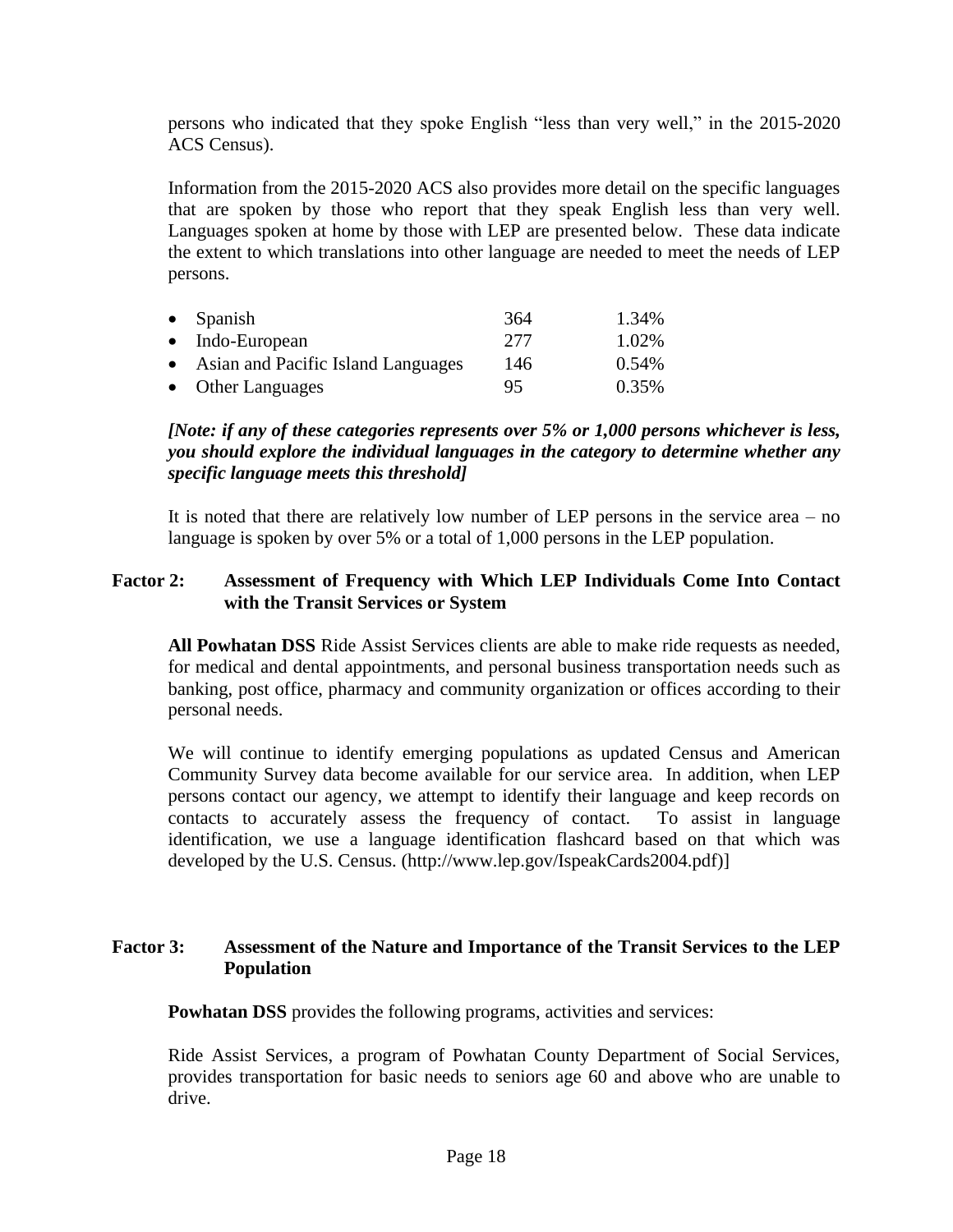persons who indicated that they spoke English "less than very well," in the 2015-2020 ACS Census).

Information from the 2015-2020 ACS also provides more detail on the specific languages that are spoken by those who report that they speak English less than very well. Languages spoken at home by those with LEP are presented below. These data indicate the extent to which translations into other language are needed to meet the needs of LEP persons.

- Spanish 364 1.34%
- Indo-European 277 1.02%
- Asian and Pacific Island Languages 146 0.54%
- Other Languages 95 0.35%

***[Note: if any of these categories represents over 5% or 1,000 persons whichever is less, you should explore the individual languages in the category to determine whether any specific language meets this threshold]***

It is noted that there are relatively low number of LEP persons in the service area – no language is spoken by over 5% or a total of 1,000 persons in the LEP population.

### Factor 2: Assessment of Frequency with Which LEP Individuals Come Into Contact with the Transit Services or System

**All Powhatan DSS** Ride Assist Services clients are able to make ride requests as needed, for medical and dental appointments, and personal business transportation needs such as banking, post office, pharmacy and community organization or offices according to their personal needs.

We will continue to identify emerging populations as updated Census and American Community Survey data become available for our service area. In addition, when LEP persons contact our agency, we attempt to identify their language and keep records on contacts to accurately assess the frequency of contact. To assist in language identification, we use a language identification flashcard based on that which was developed by the U.S. Census. (http://www.lep.gov/IspeakCards2004.pdf)]

### Factor 3: Assessment of the Nature and Importance of the Transit Services to the LEP Population

**Powhatan DSS** provides the following programs, activities and services:

Ride Assist Services, a program of Powhatan County Department of Social Services, provides transportation for basic needs to seniors age 60 and above who are unable to drive.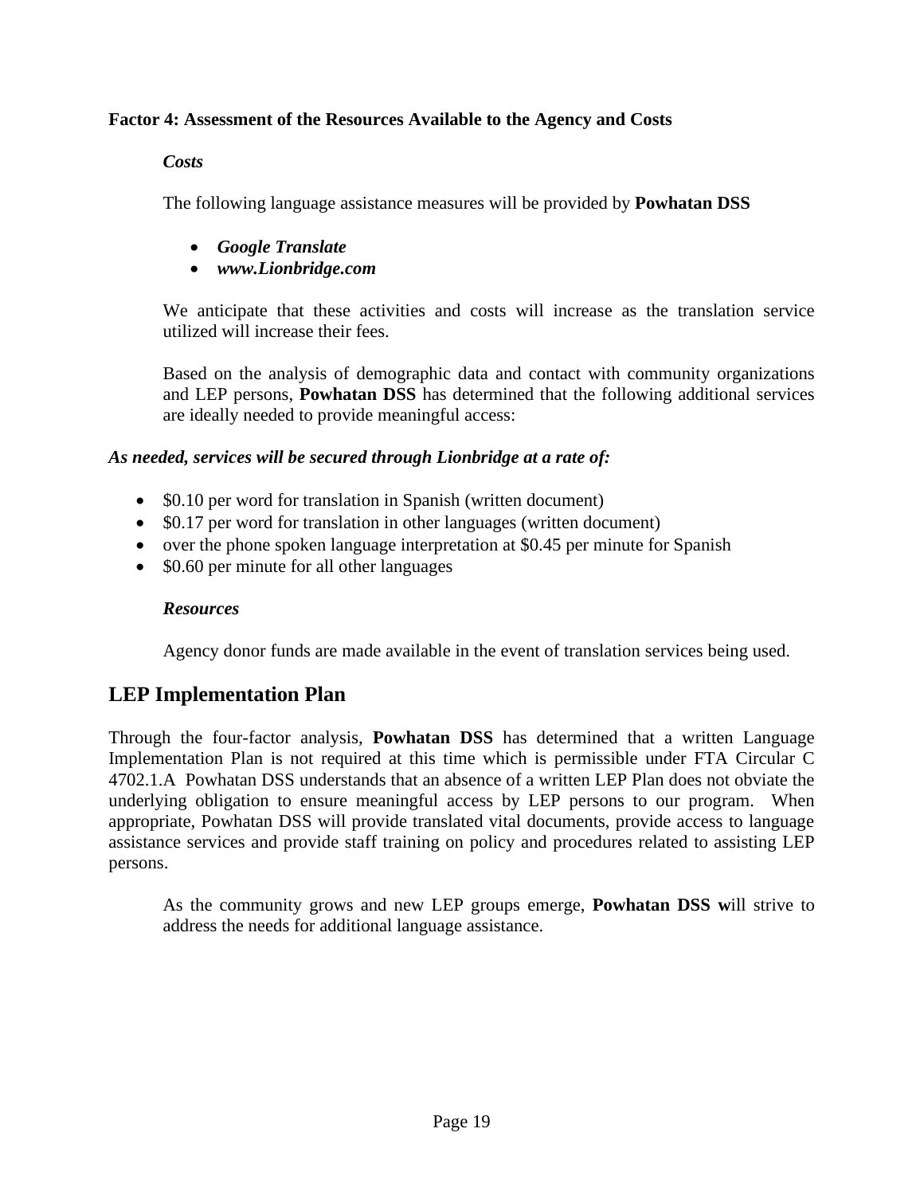**Factor 4: Assessment of the Resources Available to the Agency and Costs**

***Costs***

The following language assistance measures will be provided by **Powhatan DSS**

- ***Google Translate***
- ***www.Lionbridge.com***

We anticipate that these activities and costs will increase as the translation service utilized will increase their fees.

Based on the analysis of demographic data and contact with community organizations and LEP persons, **Powhatan DSS** has determined that the following additional services are ideally needed to provide meaningful access:

***As needed, services will be secured through Lionbridge at a rate of:***

- $0.10 per word for translation in Spanish (written document)
- $0.17 per word for translation in other languages (written document)
- over the phone spoken language interpretation at $0.45 per minute for Spanish
- $0.60 per minute for all other languages

***Resources***

Agency donor funds are made available in the event of translation services being used.

## LEP Implementation Plan

Through the four-factor analysis, **Powhatan DSS** has determined that a written Language Implementation Plan is not required at this time which is permissible under FTA Circular C 4702.1.A Powhatan DSS understands that an absence of a written LEP Plan does not obviate the underlying obligation to ensure meaningful access by LEP persons to our program. When appropriate, Powhatan DSS will provide translated vital documents, provide access to language assistance services and provide staff training on policy and procedures related to assisting LEP persons.

As the community grows and new LEP groups emerge, **Powhatan DSS w**ill strive to address the needs for additional language assistance.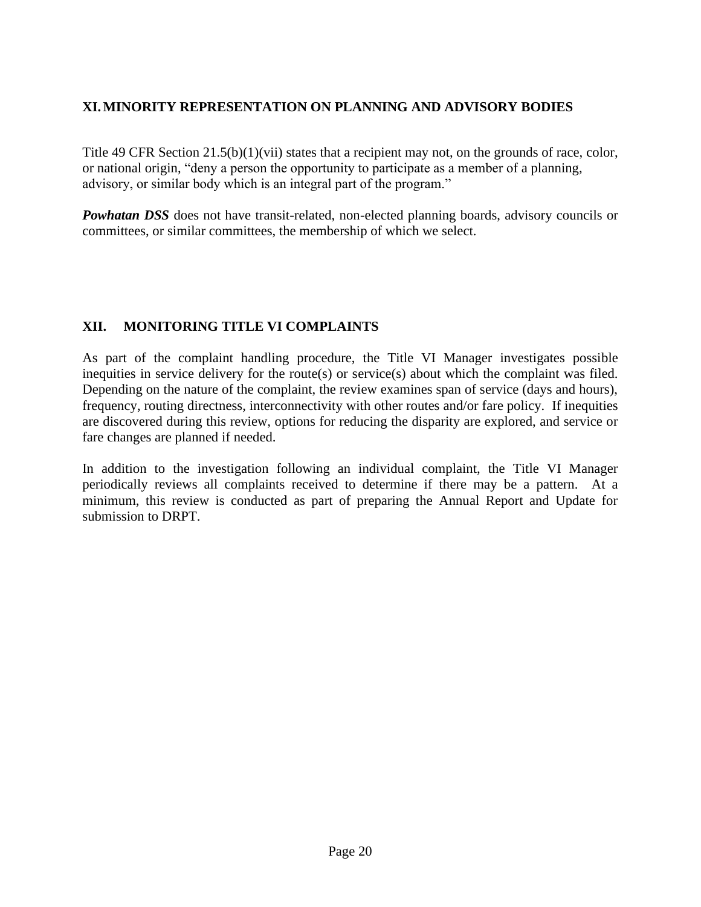## XI. MINORITY REPRESENTATION ON PLANNING AND ADVISORY BODIES

Title 49 CFR Section 21.5(b)(1)(vii) states that a recipient may not, on the grounds of race, color, or national origin, "deny a person the opportunity to participate as a member of a planning, advisory, or similar body which is an integral part of the program."

***Powhatan DSS*** does not have transit-related, non-elected planning boards, advisory councils or committees, or similar committees, the membership of which we select.

## XII. MONITORING TITLE VI COMPLAINTS

As part of the complaint handling procedure, the Title VI Manager investigates possible inequities in service delivery for the route(s) or service(s) about which the complaint was filed. Depending on the nature of the complaint, the review examines span of service (days and hours), frequency, routing directness, interconnectivity with other routes and/or fare policy. If inequities are discovered during this review, options for reducing the disparity are explored, and service or fare changes are planned if needed.

In addition to the investigation following an individual complaint, the Title VI Manager periodically reviews all complaints received to determine if there may be a pattern. At a minimum, this review is conducted as part of preparing the Annual Report and Update for submission to DRPT.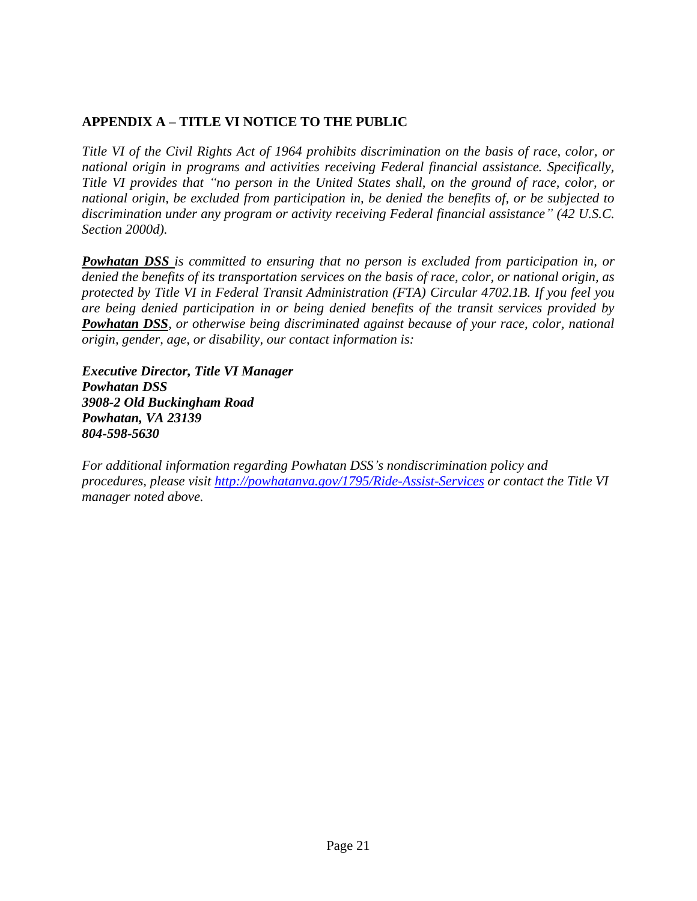## APPENDIX A – TITLE VI NOTICE TO THE PUBLIC

*Title VI of the Civil Rights Act of 1964 prohibits discrimination on the basis of race, color, or national origin in programs and activities receiving Federal financial assistance. Specifically, Title VI provides that "no person in the United States shall, on the ground of race, color, or national origin, be excluded from participation in, be denied the benefits of, or be subjected to discrimination under any program or activity receiving Federal financial assistance" (42 U.S.C. Section 2000d).*

***Powhatan DSS** is committed to ensuring that no person is excluded from participation in, or denied the benefits of its transportation services on the basis of race, color, or national origin, as protected by Title VI in Federal Transit Administration (FTA) Circular 4702.1B. If you feel you are being denied participation in or being denied benefits of the transit services provided by **Powhatan DSS**, or otherwise being discriminated against because of your race, color, national origin, gender, age, or disability, our contact information is:*

***Executive Director, Title VI Manager***
***Powhatan DSS***
***3908-2 Old Buckingham Road***
***Powhatan, VA 23139***
***804-598-5630***

*For additional information regarding Powhatan DSS's nondiscrimination policy and procedures, please visit http://powhatanva.gov/1795/Ride-Assist-Services or contact the Title VI manager noted above.*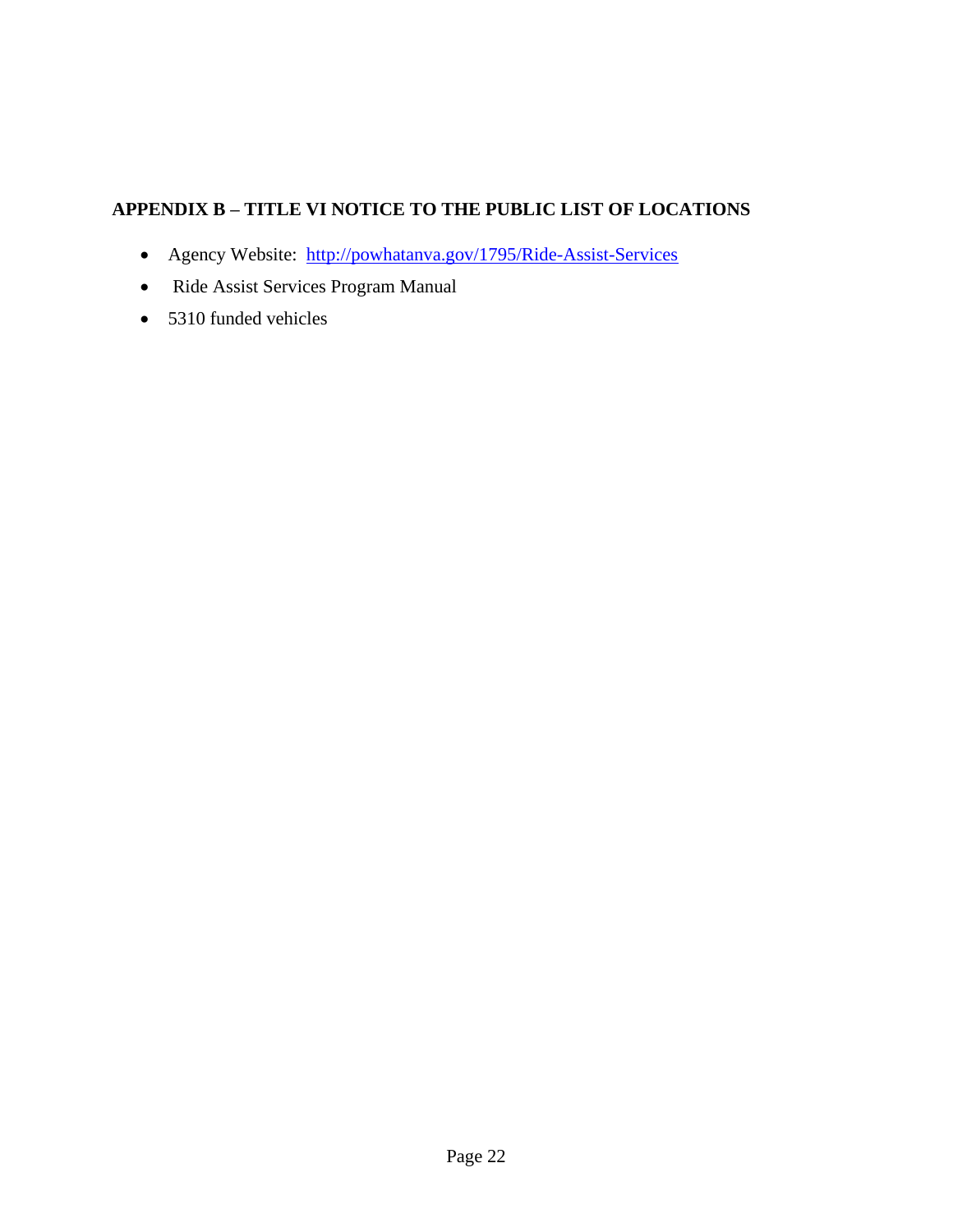## APPENDIX B – TITLE VI NOTICE TO THE PUBLIC LIST OF LOCATIONS

- Agency Website: [http://powhatanva.gov/1795/Ride-Assist-Services](http://powhatanva.gov/1795/Ride-Assist-Services)
- Ride Assist Services Program Manual
- 5310 funded vehicles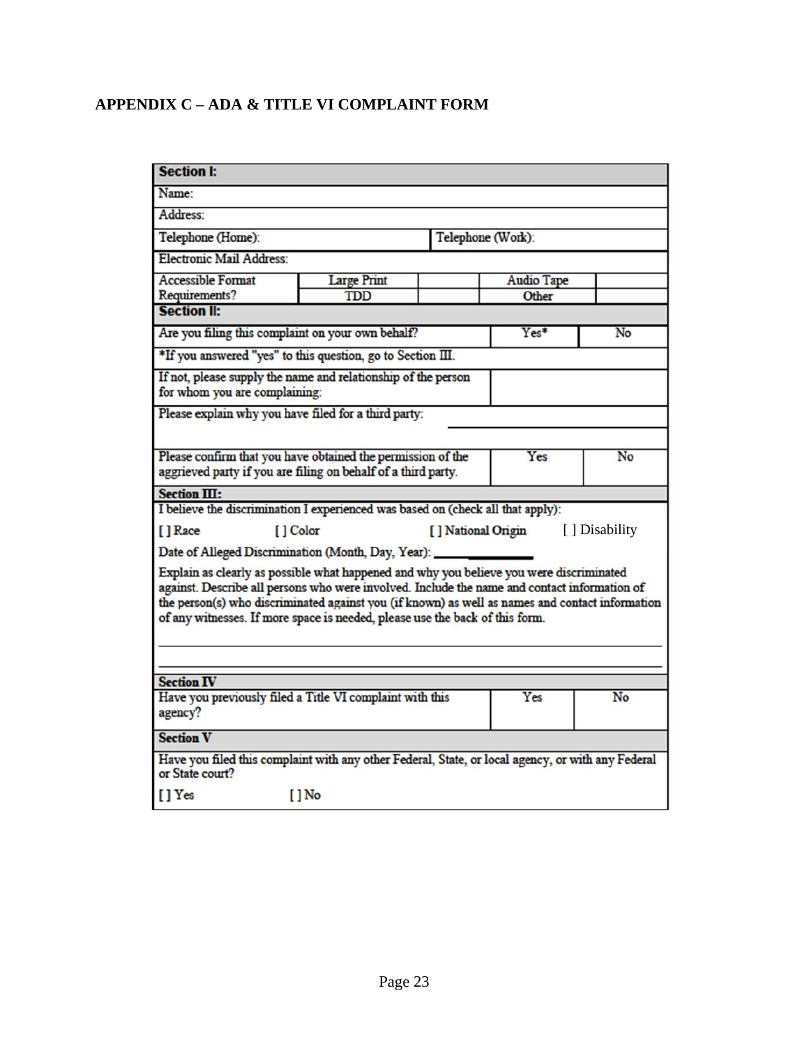## APPENDIX C – ADA & TITLE VI COMPLAINT FORM

| **Section I:** | | | | |
|---|---|---|---|---|
| Name: | | | | |
| Address: | | | | |
| Telephone (Home): | | Telephone (Work): | | |
| Electronic Mail Address: | | | | |
| Accessible Format Requirements? | Large Print | | Audio Tape | |
| | TDD | | Other | |
| **Section II:** | | | | |
| Are you filing this complaint on your own behalf? | | | Yes* | No |
| *If you answered "yes" to this question, go to Section III. | | | | |
| If not, please supply the name and relationship of the person for whom you are complaining: | | | | |
| Please explain why you have filed for a third party: | | | | |
| Please confirm that you have obtained the permission of the aggrieved party if you are filing on behalf of a third party. | | | Yes | No |
| **Section III:** | | | | |
| I believe the discrimination I experienced was based on (check all that apply): | | | | |
| [ ] Race | [ ] Color | [ ] National Origin | [ ] Disability | |
| Date of Alleged Discrimination (Month, Day, Year): ______________ | | | | |
| Explain as clearly as possible what happened and why you believe you were discriminated against. Describe all persons who were involved. Include the name and contact information of the person(s) who discriminated against you (if known) as well as names and contact information of any witnesses. If more space is needed, please use the back of this form. | | | | |
| **Section IV** | | | | |
| Have you previously filed a Title VI complaint with this agency? | | | Yes | No |
| **Section V** | | | | |
| Have you filed this complaint with any other Federal, State, or local agency, or with any Federal or State court? | | | | |
| [ ] Yes | [ ] No | | | |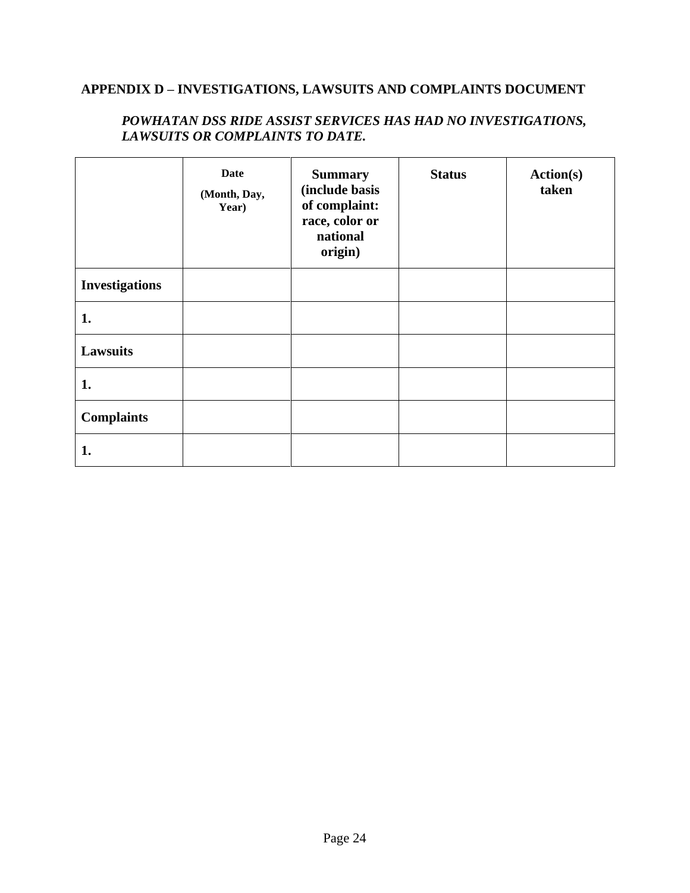## APPENDIX D – INVESTIGATIONS, LAWSUITS AND COMPLAINTS DOCUMENT

***POWHATAN DSS RIDE ASSIST SERVICES HAS HAD NO INVESTIGATIONS, LAWSUITS OR COMPLAINTS TO DATE.***

| | **Date (Month, Day, Year)** | **Summary (include basis of complaint: race, color or national origin)** | **Status** | **Action(s) taken** |
|---|---|---|---|---|
| **Investigations** | | | | |
| **1.** | | | | |
| **Lawsuits** | | | | |
| **1.** | | | | |
| **Complaints** | | | | |
| **1.** | | | | |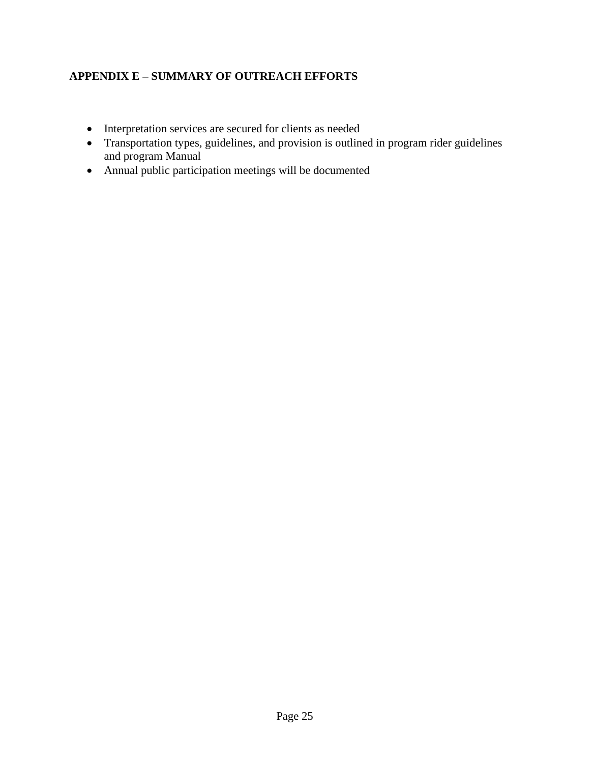## APPENDIX E – SUMMARY OF OUTREACH EFFORTS

- Interpretation services are secured for clients as needed
- Transportation types, guidelines, and provision is outlined in program rider guidelines and program Manual
- Annual public participation meetings will be documented